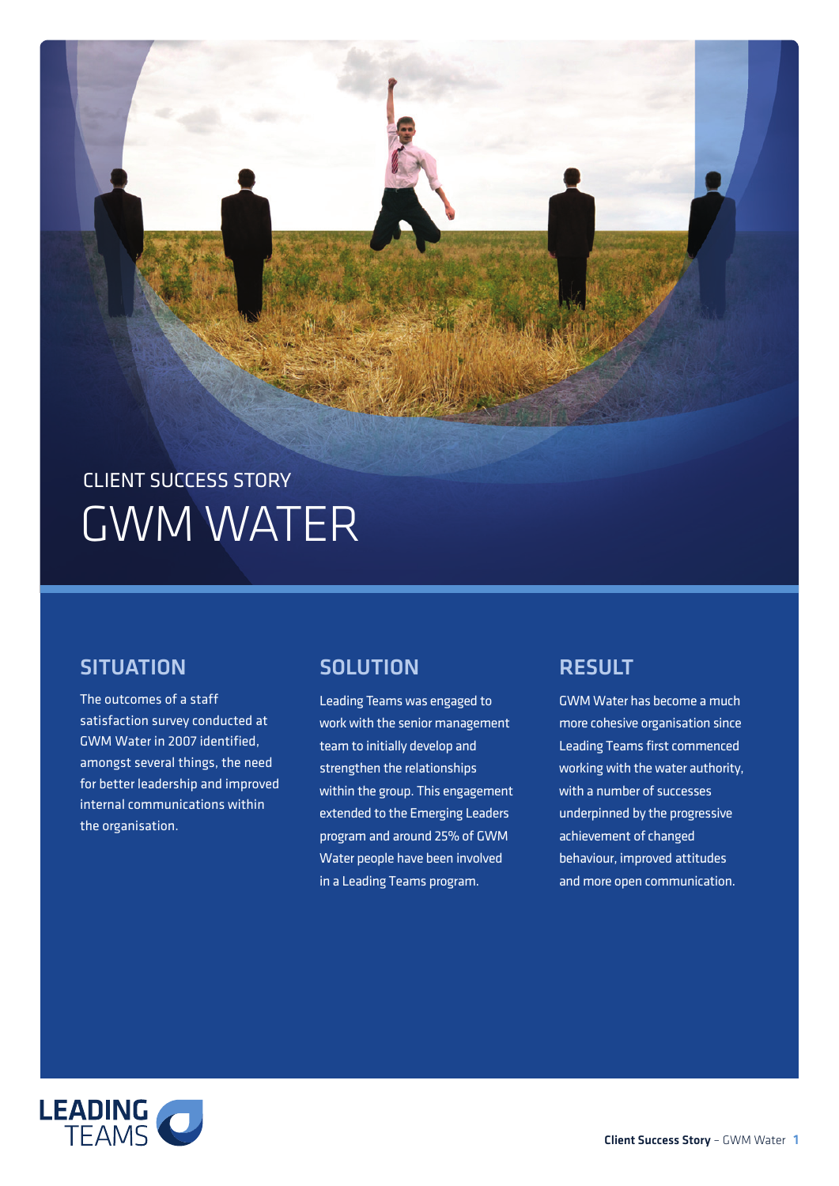CLIENT SUCCESS STORY

# GWM WATER

## SITUATION

The outcomes of a staff satisfaction survey conducted at GWM Water in 2007 identified, amongst several things, the need for better leadership and improved internal communications within the organisation.

## SOLUTION

Leading Teams was engaged to work with the senior management team to initially develop and strengthen the relationships within the group. This engagement extended to the Emerging Leaders program and around 25% of GWM Water people have been involved in a Leading Teams program.

## RESULT

GWM Water has become a much more cohesive organisation since Leading Teams first commenced working with the water authority, with a number of successes underpinned by the progressive achievement of changed behaviour, improved attitudes and more open communication.

LEADING TEAMS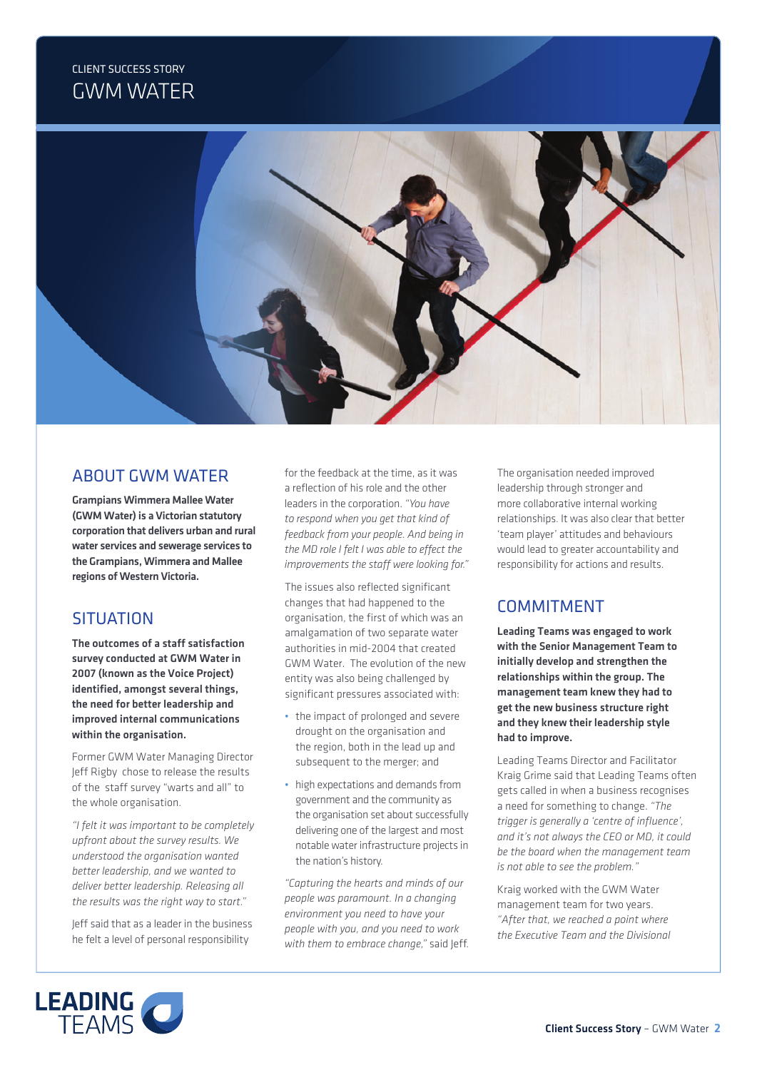CLIENT SUCCESS STORY

# GWM WATER

## ABOUT GWM WATER

**Grampians Wimmera Mallee Water (GWM Water) is a Victorian statutory corporation that delivers urban and rural water services and sewerage services to the Grampians, Wimmera and Mallee regions of Western Victoria.**

## SITUATION

**The outcomes of a staff satisfaction survey conducted at GWM Water in 2007 (known as the Voice Project) identified, amongst several things, the need for better leadership and improved internal communications within the organisation.**

Former GWM Water Managing Director Jeff Rigby chose to release the results of the staff survey "warts and all" to the whole organisation.

*"I felt it was important to be completely upfront about the survey results. We understood the organisation wanted better leadership, and we wanted to deliver better leadership. Releasing all the results was the right way to start."*

Jeff said that as a leader in the business he felt a level of personal responsibility for the feedback at the time, as it was a reflection of his role and the other leaders in the corporation. *"You have to respond when you get that kind of feedback from your people. And being in the MD role I felt I was able to effect the improvements the staff were looking for."*

The issues also reflected significant changes that had happened to the organisation, the first of which was an amalgamation of two separate water authorities in mid-2004 that created GWM Water. The evolution of the new entity was also being challenged by significant pressures associated with:

- the impact of prolonged and severe drought on the organisation and the region, both in the lead up and subsequent to the merger; and
- high expectations and demands from government and the community as the organisation set about successfully delivering one of the largest and most notable water infrastructure projects in the nation's history.

*"Capturing the hearts and minds of our people was paramount. In a changing environment you need to have your people with you, and you need to work with them to embrace change,"* said Jeff.

The organisation needed improved leadership through stronger and more collaborative internal working relationships. It was also clear that better 'team player' attitudes and behaviours would lead to greater accountability and responsibility for actions and results.

## COMMITMENT

**Leading Teams was engaged to work with the Senior Management Team to initially develop and strengthen the relationships within the group. The management team knew they had to get the new business structure right and they knew their leadership style had to improve.**

Leading Teams Director and Facilitator Kraig Grime said that Leading Teams often gets called in when a business recognises a need for something to change. *"The trigger is generally a 'centre of influence', and it's not always the CEO or MD, it could be the board when the management team is not able to see the problem."*

Kraig worked with the GWM Water management team for two years. *"After that, we reached a point where the Executive Team and the Divisional*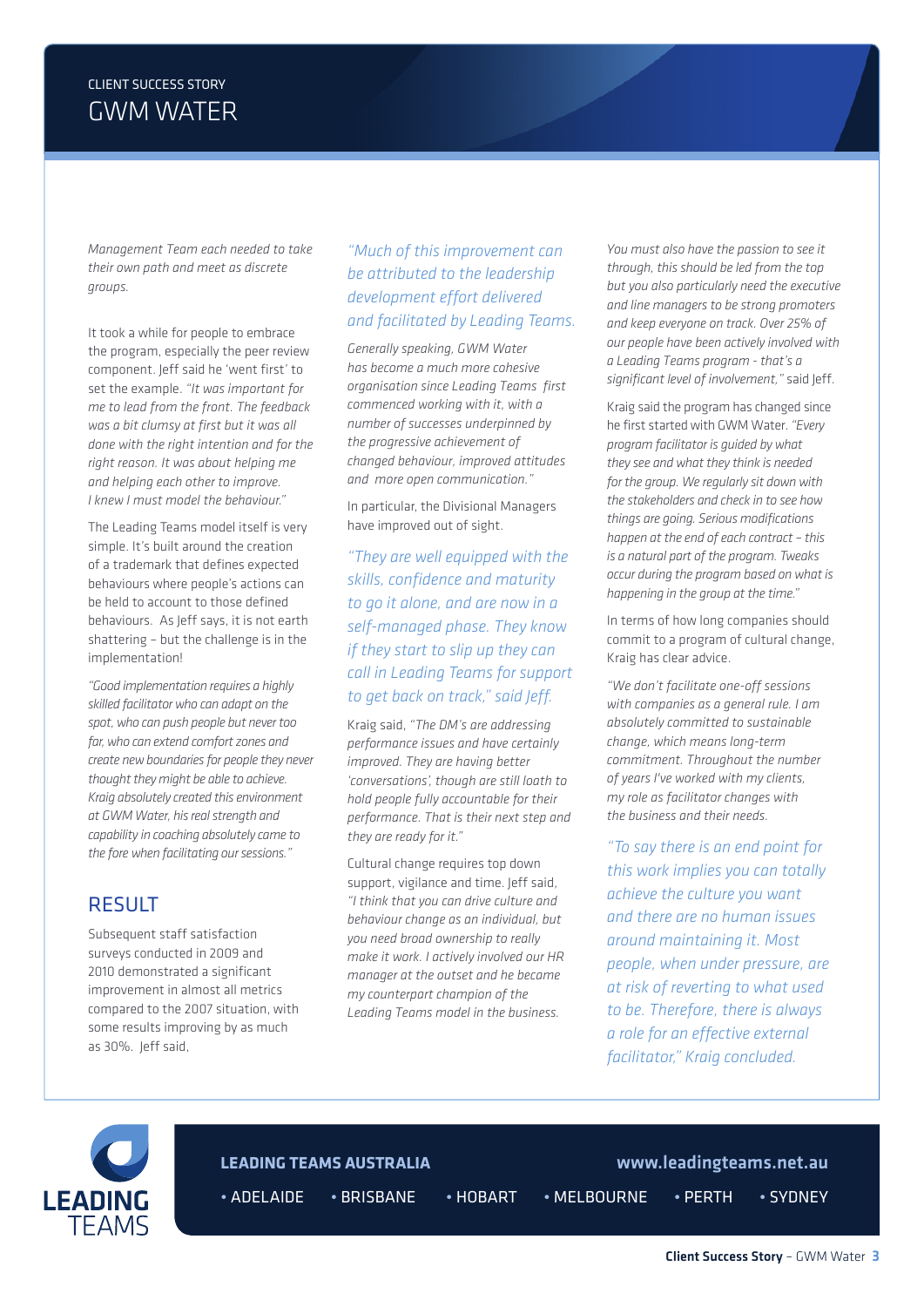*Management Team each needed to take their own path and meet as discrete groups.*

It took a while for people to embrace the program, especially the peer review component. Jeff said he 'went first' to set the example. *"It was important for me to lead from the front. The feedback was a bit clumsy at first but it was all done with the right intention and for the right reason. It was about helping me and helping each other to improve. I knew I must model the behaviour."*

The Leading Teams model itself is very simple. It's built around the creation of a trademark that defines expected behaviours where people's actions can be held to account to those defined behaviours. As Jeff says, it is not earth shattering – but the challenge is in the implementation!

*"Good implementation requires a highly skilled facilitator who can adapt on the spot, who can push people but never too far, who can extend comfort zones and create new boundaries for people they never thought they might be able to achieve. Kraig absolutely created this environment at GWM Water, his real strength and capability in coaching absolutely came to the fore when facilitating our sessions."*

## RESULT

Subsequent staff satisfaction surveys conducted in 2009 and 2010 demonstrated a significant improvement in almost all metrics compared to the 2007 situation, with some results improving by as much as 30%. Jeff said,

*"Much of this improvement can be attributed to the leadership development effort delivered and facilitated by Leading Teams.*

*Generally speaking, GWM Water has become a much more cohesive organisation since Leading Teams first commenced working with it, with a number of successes underpinned by the progressive achievement of changed behaviour, improved attitudes and more open communication."*

In particular, the Divisional Managers have improved out of sight.

*"They are well equipped with the skills, confidence and maturity to go it alone, and are now in a self-managed phase. They know if they start to slip up they can call in Leading Teams for support to get back on track," said Jeff.*

Kraig said, *"The DM's are addressing performance issues and have certainly improved. They are having better 'conversations', though are still loath to hold people fully accountable for their performance. That is their next step and they are ready for it."*

Cultural change requires top down support, vigilance and time. Jeff said, *"I think that you can drive culture and behaviour change as an individual, but you need broad ownership to really make it work. I actively involved our HR manager at the outset and he became my counterpart champion of the Leading Teams model in the business.*

*You must also have the passion to see it through, this should be led from the top but you also particularly need the executive and line managers to be strong promoters and keep everyone on track. Over 25% of our people have been actively involved with a Leading Teams program - that's a significant level of involvement,"* said Jeff.

Kraig said the program has changed since he first started with GWM Water. *"Every program facilitator is guided by what they see and what they think is needed for the group. We regularly sit down with the stakeholders and check in to see how things are going. Serious modifications happen at the end of each contract – this is a natural part of the program. Tweaks occur during the program based on what is happening in the group at the time."*

In terms of how long companies should commit to a program of cultural change, Kraig has clear advice.

*"We don't facilitate one-off sessions with companies as a general rule. I am absolutely committed to sustainable change, which means long-term commitment. Throughout the number of years I've worked with my clients, my role as facilitator changes with the business and their needs.*

*"To say there is an end point for this work implies you can totally achieve the culture you want and there are no human issues around maintaining it. Most people, when under pressure, are at risk of reverting to what used to be. Therefore, there is always a role for an effective external facilitator," Kraig concluded.*

**LEADING TEAMS AUSTRALIA** **www.leadingteams.net.au**

• ADELAIDE • BRISBANE • HOBART • MELBOURNE • PERTH • SYDNEY